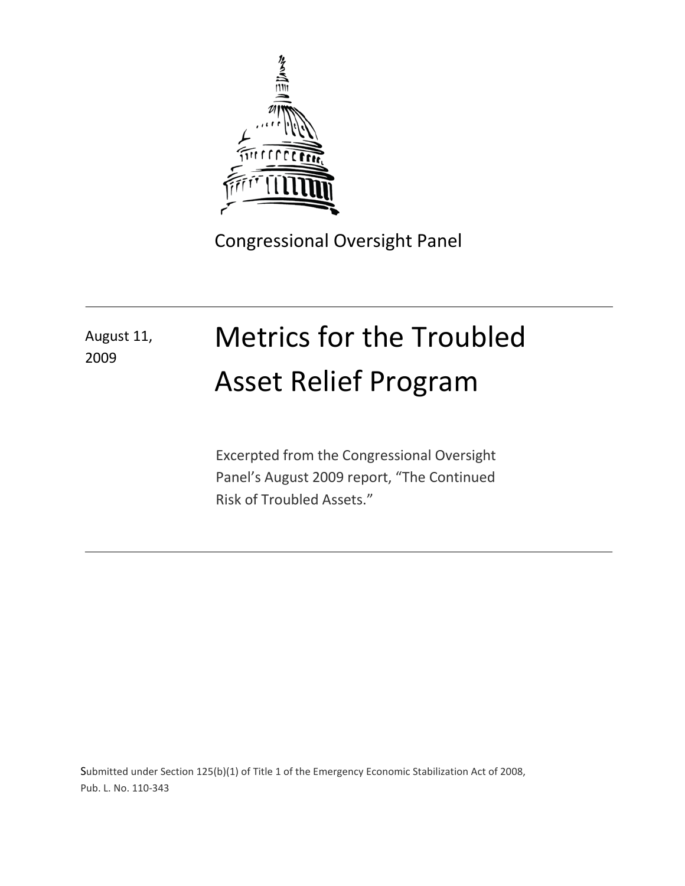Congressional Oversight Panel

August 11, 2009

# Metrics for the Troubled Asset Relief Program

Excerpted from the Congressional Oversight Panel's August 2009 report, "The Continued Risk of Troubled Assets."

Submitted under Section 125(b)(1) of Title 1 of the Emergency Economic Stabilization Act of 2008, Pub. L. No. 110-343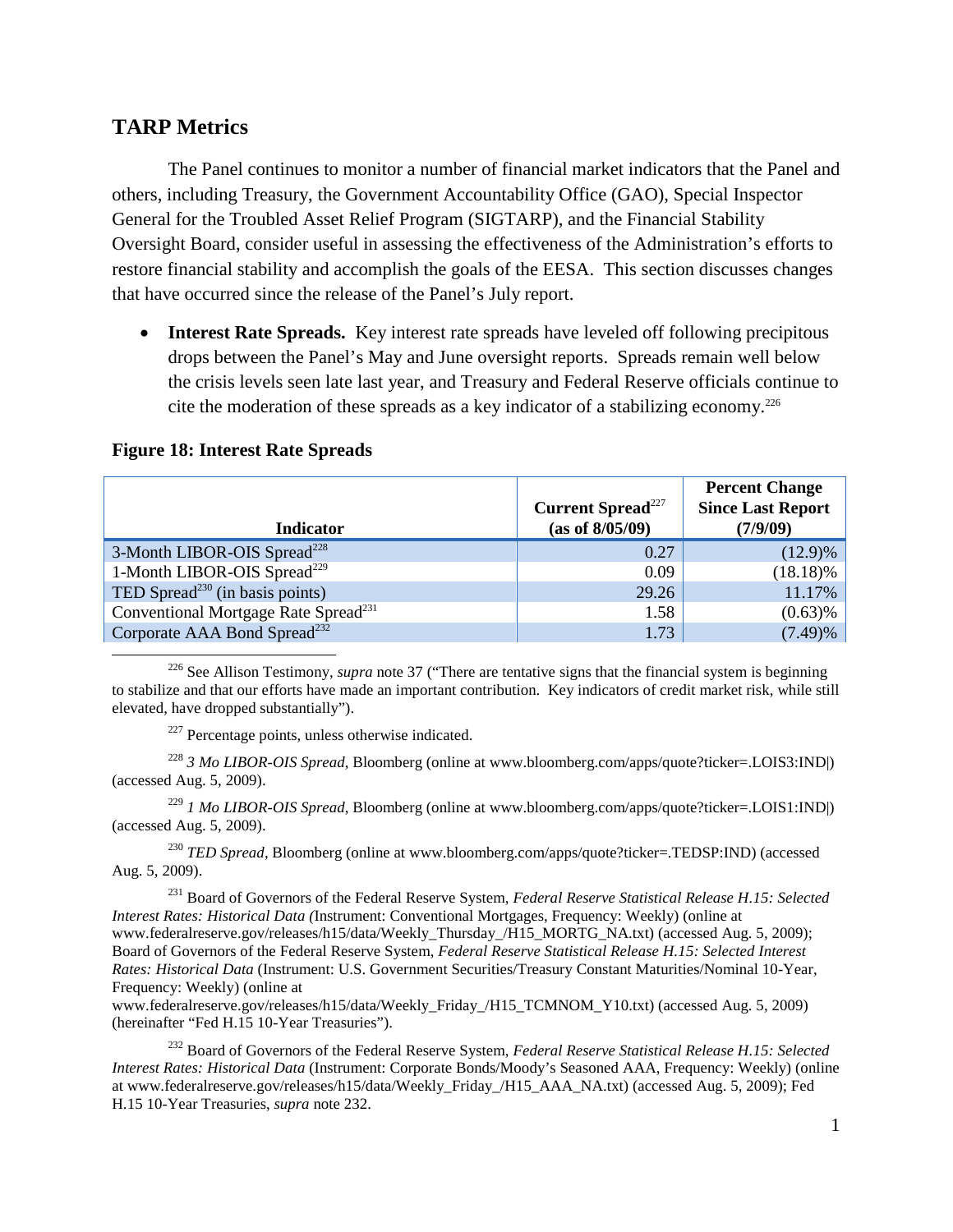## TARP Metrics

The Panel continues to monitor a number of financial market indicators that the Panel and others, including Treasury, the Government Accountability Office (GAO), Special Inspector General for the Troubled Asset Relief Program (SIGTARP), and the Financial Stability Oversight Board, consider useful in assessing the effectiveness of the Administration's efforts to restore financial stability and accomplish the goals of the EESA. This section discusses changes that have occurred since the release of the Panel's July report.

- **Interest Rate Spreads.** Key interest rate spreads have leveled off following precipitous drops between the Panel's May and June oversight reports. Spreads remain well below the crisis levels seen late last year, and Treasury and Federal Reserve officials continue to cite the moderation of these spreads as a key indicator of a stabilizing economy.[226]

**Figure 18: Interest Rate Spreads**

| Indicator | Current Spread[227] (as of 8/05/09) | Percent Change Since Last Report (7/9/09) |
|---|---|---|
| 3-Month LIBOR-OIS Spread[228] | 0.27 | (12.9)% |
| 1-Month LIBOR-OIS Spread[229] | 0.09 | (18.18)% |
| TED Spread[230] (in basis points) | 29.26 | 11.17% |
| Conventional Mortgage Rate Spread[231] | 1.58 | (0.63)% |
| Corporate AAA Bond Spread[232] | 1.73 | (7.49)% |

[226] See Allison Testimony, *supra* note 37 ("There are tentative signs that the financial system is beginning to stabilize and that our efforts have made an important contribution. Key indicators of credit market risk, while still elevated, have dropped substantially").

[227] Percentage points, unless otherwise indicated.

[228] *3 Mo LIBOR-OIS Spread*, Bloomberg (online at www.bloomberg.com/apps/quote?ticker=.LOIS3:IND|) (accessed Aug. 5, 2009).

[229] *1 Mo LIBOR-OIS Spread*, Bloomberg (online at www.bloomberg.com/apps/quote?ticker=.LOIS1:IND|) (accessed Aug. 5, 2009).

[230] *TED Spread*, Bloomberg (online at www.bloomberg.com/apps/quote?ticker=.TEDSP:IND) (accessed Aug. 5, 2009).

[231] Board of Governors of the Federal Reserve System, *Federal Reserve Statistical Release H.15: Selected Interest Rates: Historical Data (*Instrument: Conventional Mortgages, Frequency: Weekly) (online at www.federalreserve.gov/releases/h15/data/Weekly_Thursday_/H15_MORTG_NA.txt) (accessed Aug. 5, 2009); Board of Governors of the Federal Reserve System, *Federal Reserve Statistical Release H.15: Selected Interest Rates: Historical Data* (Instrument: U.S. Government Securities/Treasury Constant Maturities/Nominal 10-Year, Frequency: Weekly) (online at www.federalreserve.gov/releases/h15/data/Weekly_Friday_/H15_TCMNOM_Y10.txt) (accessed Aug. 5, 2009) (hereinafter "Fed H.15 10-Year Treasuries").

[232] Board of Governors of the Federal Reserve System, *Federal Reserve Statistical Release H.15: Selected Interest Rates: Historical Data* (Instrument: Corporate Bonds/Moody's Seasoned AAA, Frequency: Weekly) (online at www.federalreserve.gov/releases/h15/data/Weekly_Friday_/H15_AAA_NA.txt) (accessed Aug. 5, 2009); Fed H.15 10-Year Treasuries, *supra* note 232.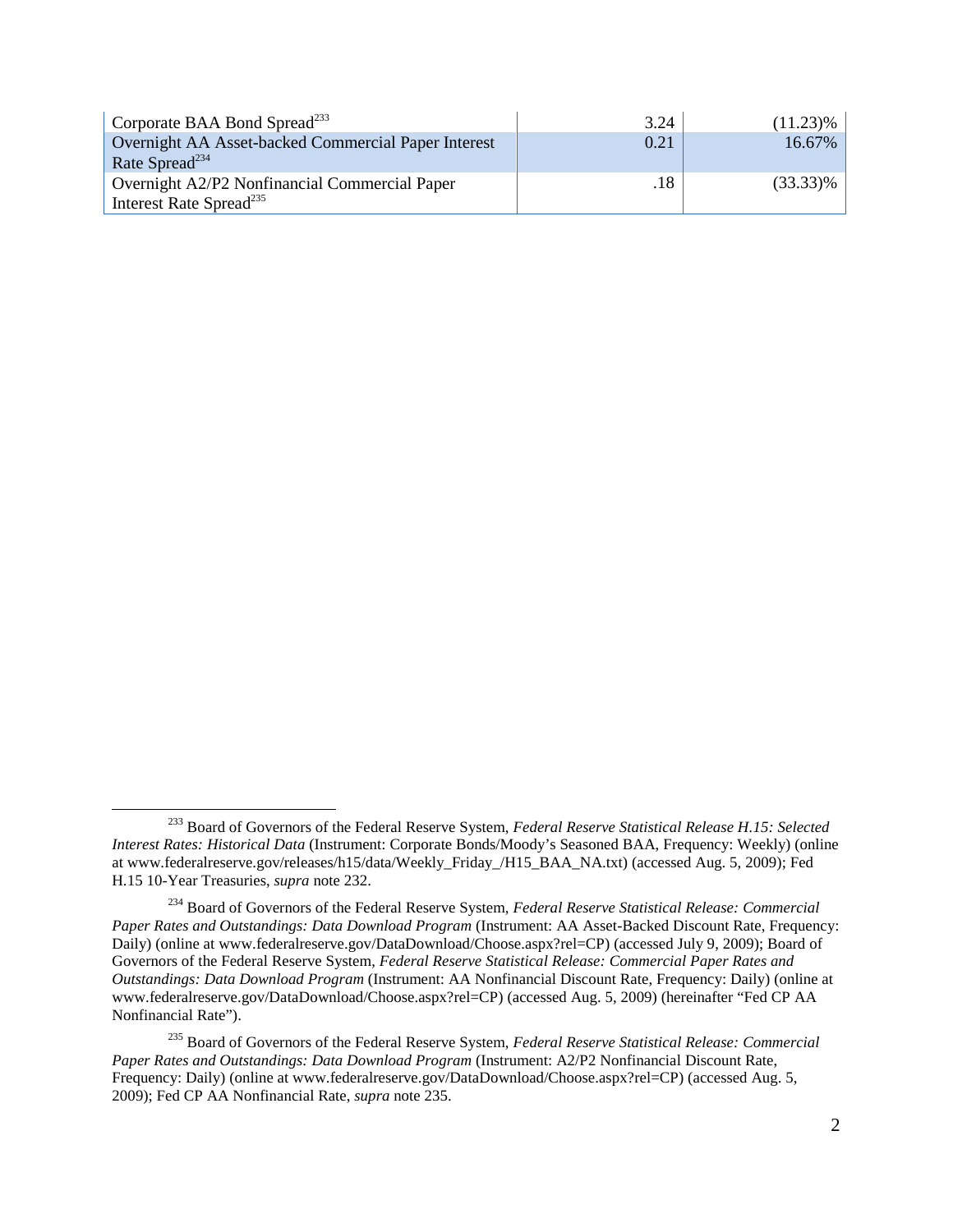| | | |
|---|---|---|
| Corporate BAA Bond Spread[233] | 3.24 | (11.23)% |
| Overnight AA Asset-backed Commercial Paper Interest Rate Spread[234] | 0.21 | 16.67% |
| Overnight A2/P2 Nonfinancial Commercial Paper Interest Rate Spread[235] | .18 | (33.33)% |

[233] Board of Governors of the Federal Reserve System, *Federal Reserve Statistical Release H.15: Selected Interest Rates: Historical Data* (Instrument: Corporate Bonds/Moody's Seasoned BAA, Frequency: Weekly) (online at www.federalreserve.gov/releases/h15/data/Weekly_Friday_/H15_BAA_NA.txt) (accessed Aug. 5, 2009); Fed H.15 10-Year Treasuries, *supra* note 232.

[234] Board of Governors of the Federal Reserve System, *Federal Reserve Statistical Release: Commercial Paper Rates and Outstandings: Data Download Program* (Instrument: AA Asset-Backed Discount Rate, Frequency: Daily) (online at www.federalreserve.gov/DataDownload/Choose.aspx?rel=CP) (accessed July 9, 2009); Board of Governors of the Federal Reserve System, *Federal Reserve Statistical Release: Commercial Paper Rates and Outstandings: Data Download Program* (Instrument: AA Nonfinancial Discount Rate, Frequency: Daily) (online at www.federalreserve.gov/DataDownload/Choose.aspx?rel=CP) (accessed Aug. 5, 2009) (hereinafter "Fed CP AA Nonfinancial Rate").

[235] Board of Governors of the Federal Reserve System, *Federal Reserve Statistical Release: Commercial Paper Rates and Outstandings: Data Download Program* (Instrument: A2/P2 Nonfinancial Discount Rate, Frequency: Daily) (online at www.federalreserve.gov/DataDownload/Choose.aspx?rel=CP) (accessed Aug. 5, 2009); Fed CP AA Nonfinancial Rate, *supra* note 235.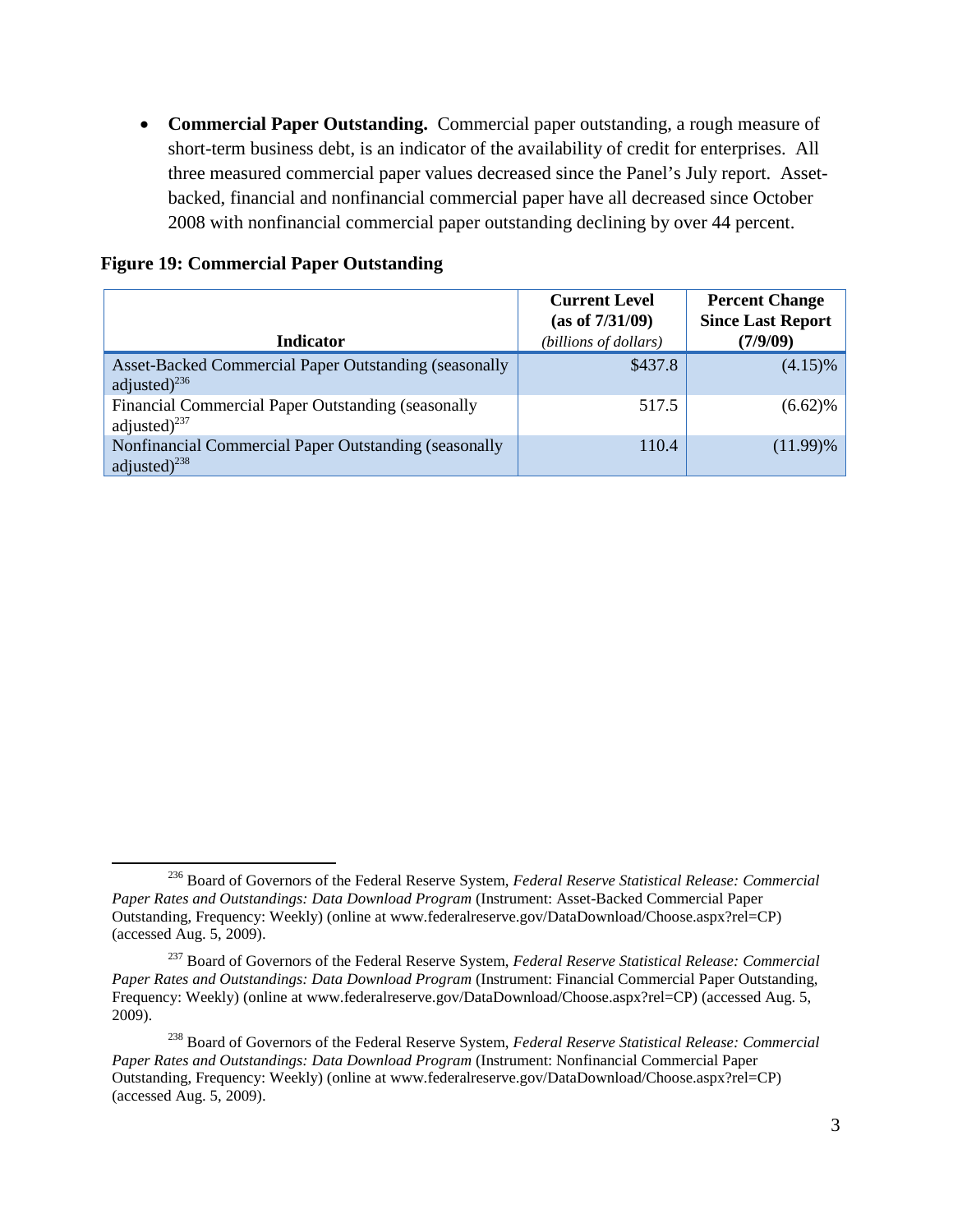- **Commercial Paper Outstanding.** Commercial paper outstanding, a rough measure of short-term business debt, is an indicator of the availability of credit for enterprises. All three measured commercial paper values decreased since the Panel's July report. Asset-backed, financial and nonfinancial commercial paper have all decreased since October 2008 with nonfinancial commercial paper outstanding declining by over 44 percent.

**Figure 19: Commercial Paper Outstanding**

| Indicator | Current Level (as of 7/31/09) *(billions of dollars)* | Percent Change Since Last Report (7/9/09) |
|---|---|---|
| Asset-Backed Commercial Paper Outstanding (seasonally adjusted)[236] | $437.8 | (4.15)% |
| Financial Commercial Paper Outstanding (seasonally adjusted)[237] | 517.5 | (6.62)% |
| Nonfinancial Commercial Paper Outstanding (seasonally adjusted)[238] | 110.4 | (11.99)% |

---

[236] Board of Governors of the Federal Reserve System, *Federal Reserve Statistical Release: Commercial Paper Rates and Outstandings: Data Download Program* (Instrument: Asset-Backed Commercial Paper Outstanding, Frequency: Weekly) (online at www.federalreserve.gov/DataDownload/Choose.aspx?rel=CP) (accessed Aug. 5, 2009).

[237] Board of Governors of the Federal Reserve System, *Federal Reserve Statistical Release: Commercial Paper Rates and Outstandings: Data Download Program* (Instrument: Financial Commercial Paper Outstanding, Frequency: Weekly) (online at www.federalreserve.gov/DataDownload/Choose.aspx?rel=CP) (accessed Aug. 5, 2009).

[238] Board of Governors of the Federal Reserve System, *Federal Reserve Statistical Release: Commercial Paper Rates and Outstandings: Data Download Program* (Instrument: Nonfinancial Commercial Paper Outstanding, Frequency: Weekly) (online at www.federalreserve.gov/DataDownload/Choose.aspx?rel=CP) (accessed Aug. 5, 2009).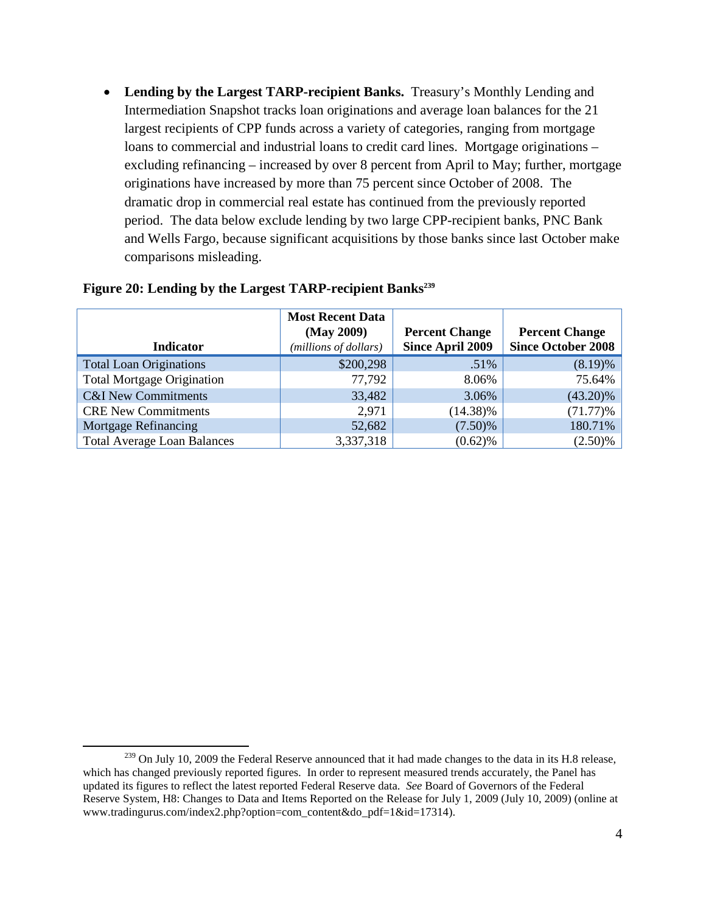- **Lending by the Largest TARP-recipient Banks.** Treasury's Monthly Lending and Intermediation Snapshot tracks loan originations and average loan balances for the 21 largest recipients of CPP funds across a variety of categories, ranging from mortgage loans to commercial and industrial loans to credit card lines. Mortgage originations – excluding refinancing – increased by over 8 percent from April to May; further, mortgage originations have increased by more than 75 percent since October of 2008. The dramatic drop in commercial real estate has continued from the previously reported period. The data below exclude lending by two large CPP-recipient banks, PNC Bank and Wells Fargo, because significant acquisitions by those banks since last October make comparisons misleading.

**Figure 20: Lending by the Largest TARP-recipient Banks[239]**

| Indicator | Most Recent Data (May 2009) *(millions of dollars)* | Percent Change Since April 2009 | Percent Change Since October 2008 |
|---|---|---|---|
| Total Loan Originations | $200,298 | .51% | (8.19)% |
| Total Mortgage Origination | 77,792 | 8.06% | 75.64% |
| C&I New Commitments | 33,482 | 3.06% | (43.20)% |
| CRE New Commitments | 2,971 | (14.38)% | (71.77)% |
| Mortgage Refinancing | 52,682 | (7.50)% | 180.71% |
| Total Average Loan Balances | 3,337,318 | (0.62)% | (2.50)% |

[239] On July 10, 2009 the Federal Reserve announced that it had made changes to the data in its H.8 release, which has changed previously reported figures. In order to represent measured trends accurately, the Panel has updated its figures to reflect the latest reported Federal Reserve data. *See* Board of Governors of the Federal Reserve System, H8: Changes to Data and Items Reported on the Release for July 1, 2009 (July 10, 2009) (online at www.tradingurus.com/index2.php?option=com_content&do_pdf=1&id=17314).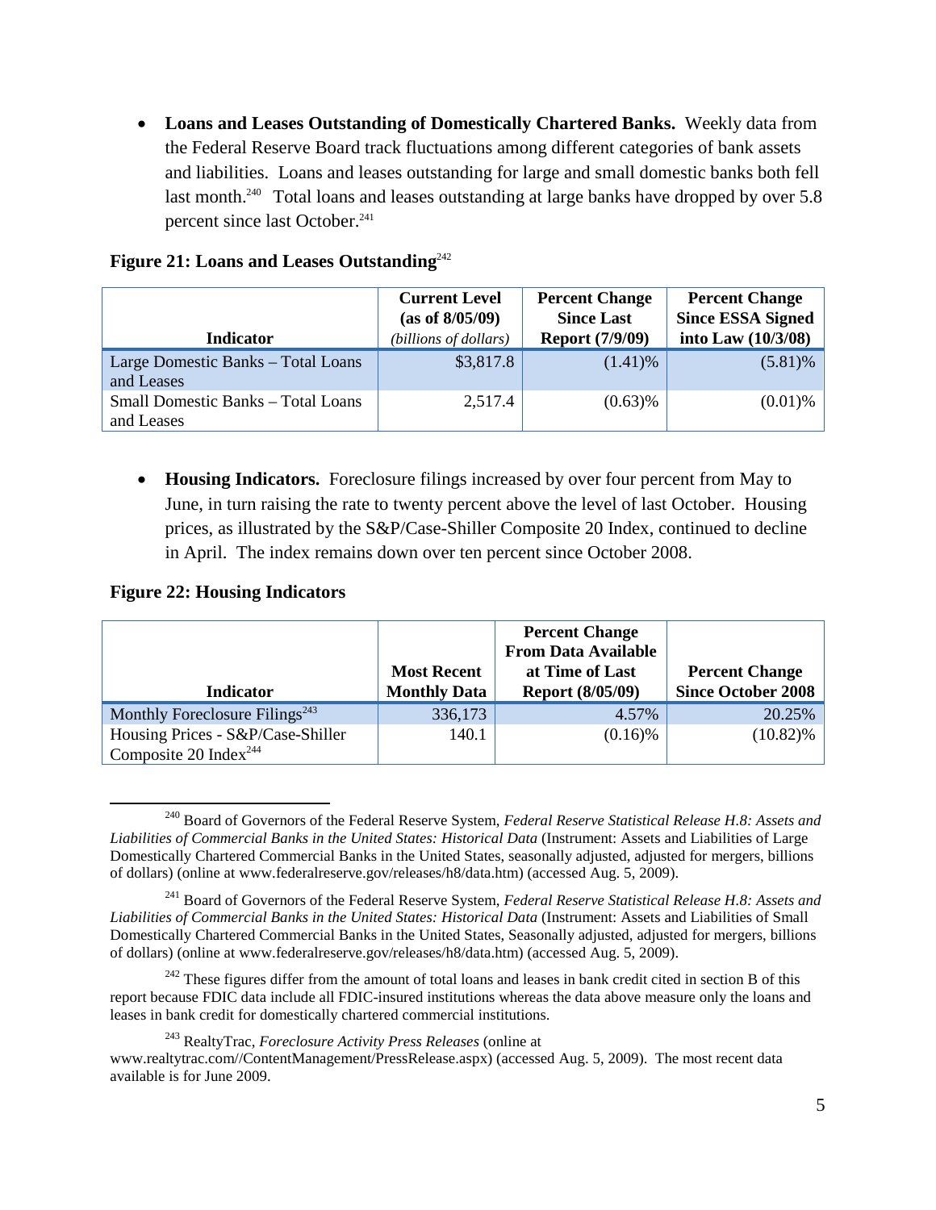- **Loans and Leases Outstanding of Domestically Chartered Banks.** Weekly data from the Federal Reserve Board track fluctuations among different categories of bank assets and liabilities. Loans and leases outstanding for large and small domestic banks both fell last month.[240] Total loans and leases outstanding at large banks have dropped by over 5.8 percent since last October.[241]

**Figure 21: Loans and Leases Outstanding**[242]

| Indicator | Current Level (as of 8/05/09) *(billions of dollars)* | Percent Change Since Last Report (7/9/09) | Percent Change Since ESSA Signed into Law (10/3/08) |
|---|---|---|---|
| Large Domestic Banks – Total Loans and Leases | $3,817.8 | (1.41)% | (5.81)% |
| Small Domestic Banks – Total Loans and Leases | 2,517.4 | (0.63)% | (0.01)% |

- **Housing Indicators.** Foreclosure filings increased by over four percent from May to June, in turn raising the rate to twenty percent above the level of last October. Housing prices, as illustrated by the S&P/Case-Shiller Composite 20 Index, continued to decline in April. The index remains down over ten percent since October 2008.

**Figure 22: Housing Indicators**

| Indicator | Most Recent Monthly Data | Percent Change From Data Available at Time of Last Report (8/05/09) | Percent Change Since October 2008 |
|---|---|---|---|
| Monthly Foreclosure Filings[243] | 336,173 | 4.57% | 20.25% |
| Housing Prices - S&P/Case-Shiller Composite 20 Index[244] | 140.1 | (0.16)% | (10.82)% |

---

[240] Board of Governors of the Federal Reserve System, *Federal Reserve Statistical Release H.8: Assets and Liabilities of Commercial Banks in the United States: Historical Data* (Instrument: Assets and Liabilities of Large Domestically Chartered Commercial Banks in the United States, seasonally adjusted, adjusted for mergers, billions of dollars) (online at www.federalreserve.gov/releases/h8/data.htm) (accessed Aug. 5, 2009).

[241] Board of Governors of the Federal Reserve System, *Federal Reserve Statistical Release H.8: Assets and Liabilities of Commercial Banks in the United States: Historical Data* (Instrument: Assets and Liabilities of Small Domestically Chartered Commercial Banks in the United States, Seasonally adjusted, adjusted for mergers, billions of dollars) (online at www.federalreserve.gov/releases/h8/data.htm) (accessed Aug. 5, 2009).

[242] These figures differ from the amount of total loans and leases in bank credit cited in section B of this report because FDIC data include all FDIC-insured institutions whereas the data above measure only the loans and leases in bank credit for domestically chartered commercial institutions.

[243] RealtyTrac, *Foreclosure Activity Press Releases* (online at www.realtytrac.com//ContentManagement/PressRelease.aspx) (accessed Aug. 5, 2009). The most recent data available is for June 2009.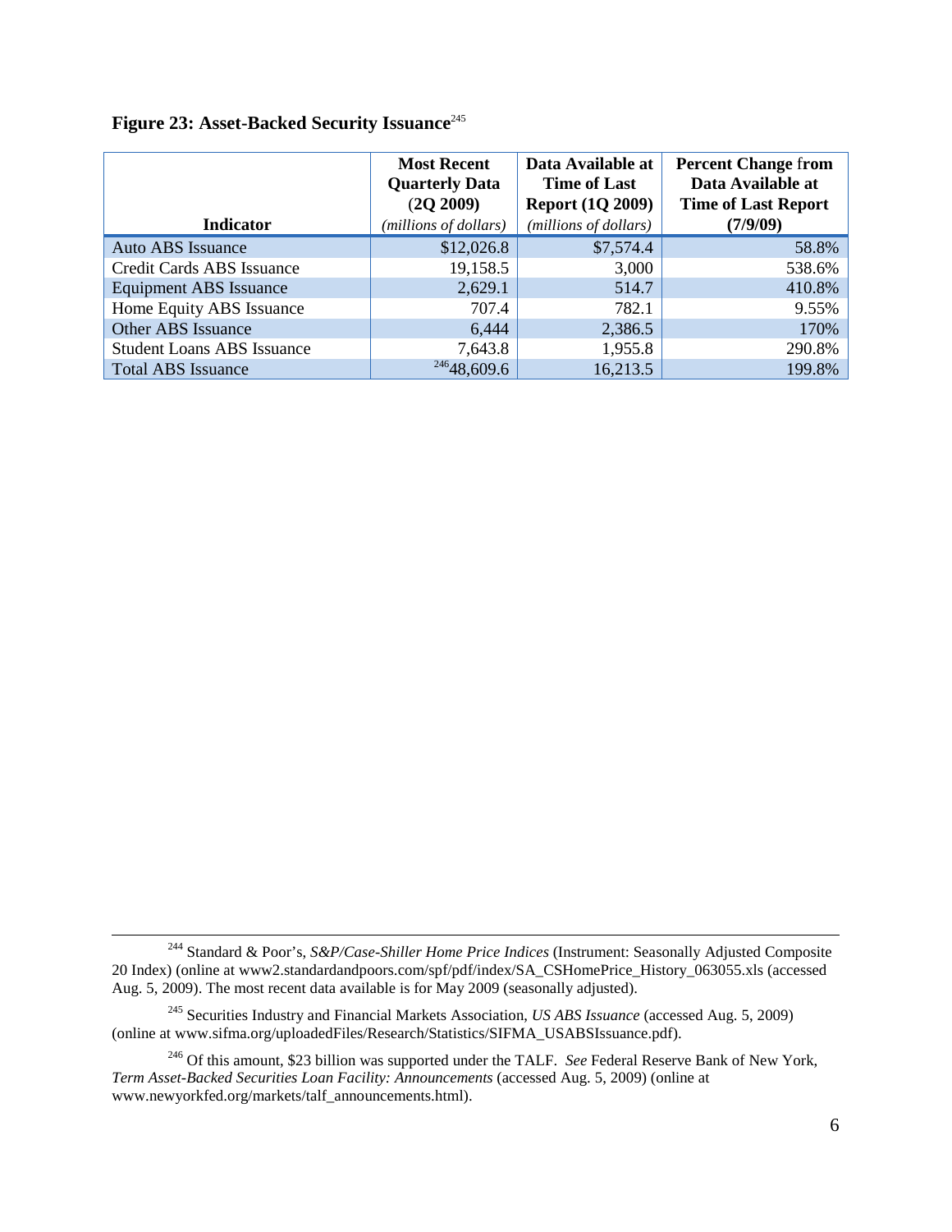**Figure 23: Asset-Backed Security Issuance**[245]

| Indicator | Most Recent Quarterly Data (2Q 2009) *(millions of dollars)* | Data Available at Time of Last Report (1Q 2009) *(millions of dollars)* | Percent Change from Data Available at Time of Last Report (7/9/09) |
|---|---|---|---|
| Auto ABS Issuance | $12,026.8 | $7,574.4 | 58.8% |
| Credit Cards ABS Issuance | 19,158.5 | 3,000 | 538.6% |
| Equipment ABS Issuance | 2,629.1 | 514.7 | 410.8% |
| Home Equity ABS Issuance | 707.4 | 782.1 | 9.55% |
| Other ABS Issuance | 6,444 | 2,386.5 | 170% |
| Student Loans ABS Issuance | 7,643.8 | 1,955.8 | 290.8% |
| Total ABS Issuance | [246]48,609.6 | 16,213.5 | 199.8% |

---

[244] Standard & Poor's, *S&P/Case-Shiller Home Price Indices* (Instrument: Seasonally Adjusted Composite 20 Index) (online at www2.standardandpoors.com/spf/pdf/index/SA_CSHomePrice_History_063055.xls (accessed Aug. 5, 2009). The most recent data available is for May 2009 (seasonally adjusted).

[245] Securities Industry and Financial Markets Association, *US ABS Issuance* (accessed Aug. 5, 2009) (online at www.sifma.org/uploadedFiles/Research/Statistics/SIFMA_USABSIssuance.pdf).

[246] Of this amount, $23 billion was supported under the TALF. *See* Federal Reserve Bank of New York, *Term Asset-Backed Securities Loan Facility: Announcements* (accessed Aug. 5, 2009) (online at www.newyorkfed.org/markets/talf_announcements.html).